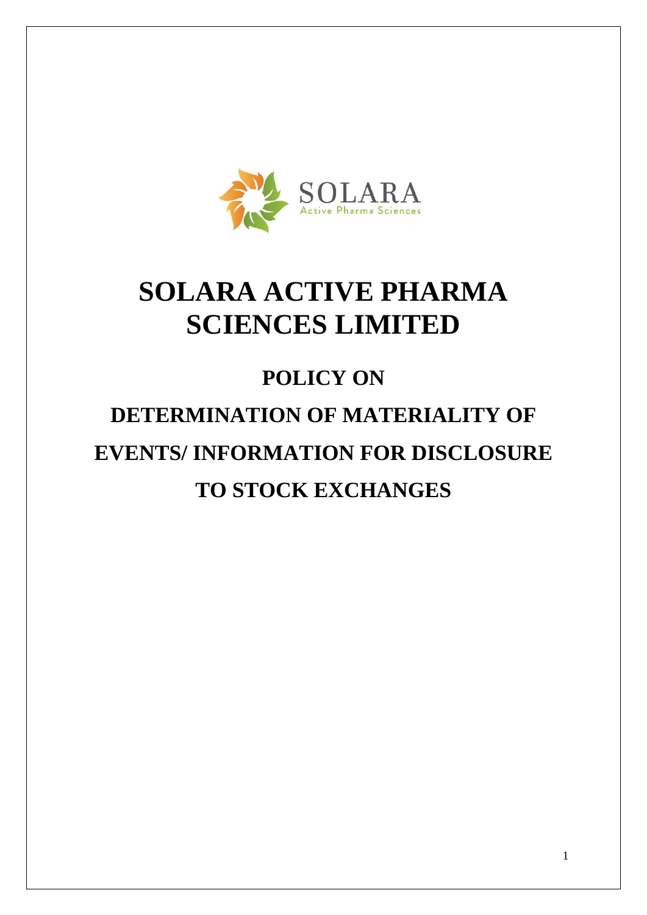# SOLARA ACTIVE PHARMA SCIENCES LIMITED

## POLICY ON DETERMINATION OF MATERIALITY OF EVENTS/ INFORMATION FOR DISCLOSURE TO STOCK EXCHANGES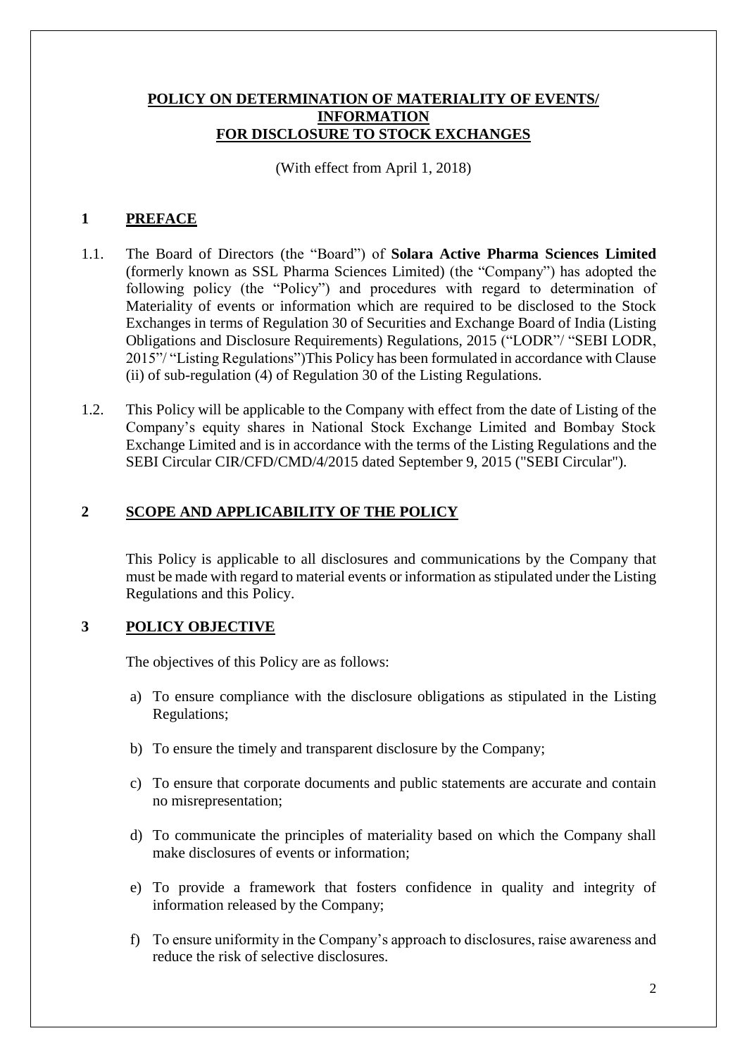# POLICY ON DETERMINATION OF MATERIALITY OF EVENTS/ INFORMATION FOR DISCLOSURE TO STOCK EXCHANGES

(With effect from April 1, 2018)

## 1 PREFACE

1.1. The Board of Directors (the "Board") of **Solara Active Pharma Sciences Limited** (formerly known as SSL Pharma Sciences Limited) (the "Company") has adopted the following policy (the "Policy") and procedures with regard to determination of Materiality of events or information which are required to be disclosed to the Stock Exchanges in terms of Regulation 30 of Securities and Exchange Board of India (Listing Obligations and Disclosure Requirements) Regulations, 2015 ("LODR"/ "SEBI LODR, 2015"/ "Listing Regulations")This Policy has been formulated in accordance with Clause (ii) of sub-regulation (4) of Regulation 30 of the Listing Regulations.

1.2. This Policy will be applicable to the Company with effect from the date of Listing of the Company's equity shares in National Stock Exchange Limited and Bombay Stock Exchange Limited and is in accordance with the terms of the Listing Regulations and the SEBI Circular CIR/CFD/CMD/4/2015 dated September 9, 2015 ("SEBI Circular").

## 2 SCOPE AND APPLICABILITY OF THE POLICY

This Policy is applicable to all disclosures and communications by the Company that must be made with regard to material events or information as stipulated under the Listing Regulations and this Policy.

## 3 POLICY OBJECTIVE

The objectives of this Policy are as follows:

a) To ensure compliance with the disclosure obligations as stipulated in the Listing Regulations;

b) To ensure the timely and transparent disclosure by the Company;

c) To ensure that corporate documents and public statements are accurate and contain no misrepresentation;

d) To communicate the principles of materiality based on which the Company shall make disclosures of events or information;

e) To provide a framework that fosters confidence in quality and integrity of information released by the Company;

f) To ensure uniformity in the Company's approach to disclosures, raise awareness and reduce the risk of selective disclosures.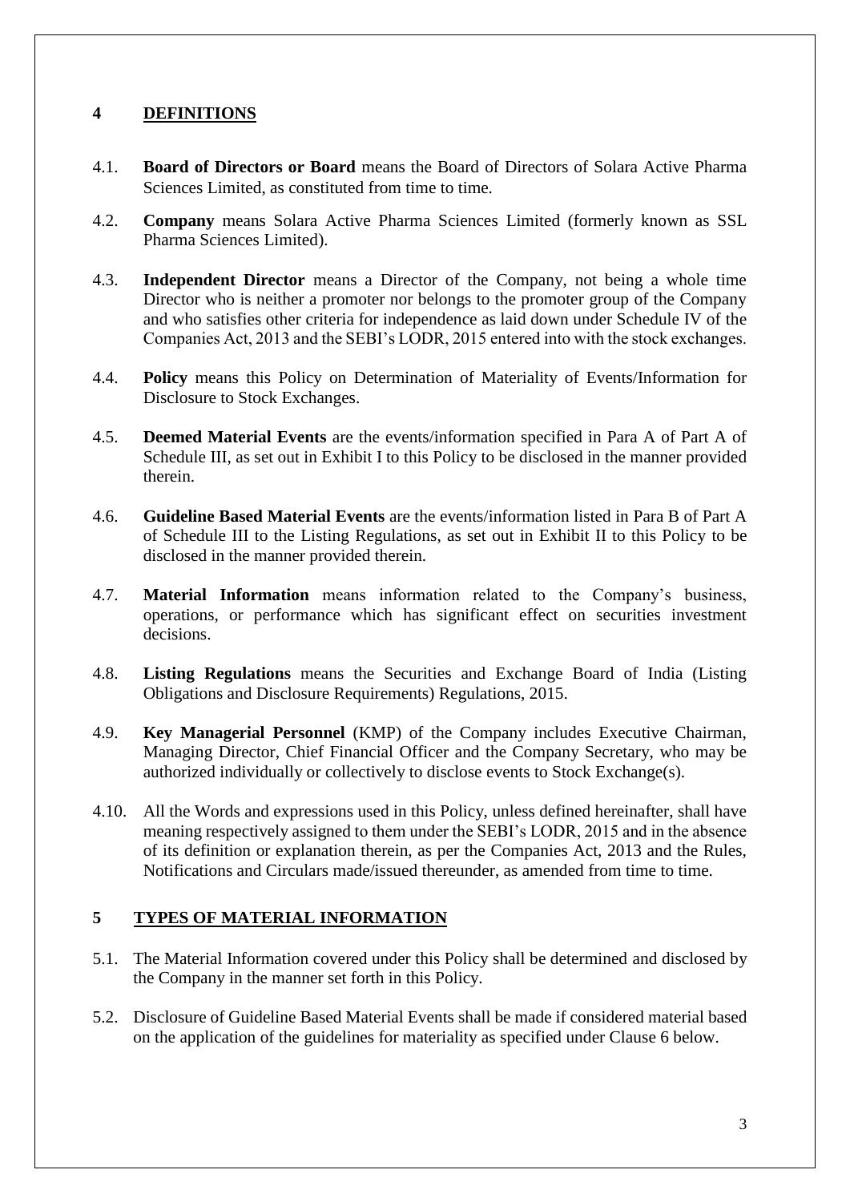## 4 DEFINITIONS

4.1. **Board of Directors or Board** means the Board of Directors of Solara Active Pharma Sciences Limited, as constituted from time to time.

4.2. **Company** means Solara Active Pharma Sciences Limited (formerly known as SSL Pharma Sciences Limited).

4.3. **Independent Director** means a Director of the Company, not being a whole time Director who is neither a promoter nor belongs to the promoter group of the Company and who satisfies other criteria for independence as laid down under Schedule IV of the Companies Act, 2013 and the SEBI's LODR, 2015 entered into with the stock exchanges.

4.4. **Policy** means this Policy on Determination of Materiality of Events/Information for Disclosure to Stock Exchanges.

4.5. **Deemed Material Events** are the events/information specified in Para A of Part A of Schedule III, as set out in Exhibit I to this Policy to be disclosed in the manner provided therein.

4.6. **Guideline Based Material Events** are the events/information listed in Para B of Part A of Schedule III to the Listing Regulations, as set out in Exhibit II to this Policy to be disclosed in the manner provided therein.

4.7. **Material Information** means information related to the Company's business, operations, or performance which has significant effect on securities investment decisions.

4.8. **Listing Regulations** means the Securities and Exchange Board of India (Listing Obligations and Disclosure Requirements) Regulations, 2015.

4.9. **Key Managerial Personnel** (KMP) of the Company includes Executive Chairman, Managing Director, Chief Financial Officer and the Company Secretary, who may be authorized individually or collectively to disclose events to Stock Exchange(s).

4.10. All the Words and expressions used in this Policy, unless defined hereinafter, shall have meaning respectively assigned to them under the SEBI's LODR, 2015 and in the absence of its definition or explanation therein, as per the Companies Act, 2013 and the Rules, Notifications and Circulars made/issued thereunder, as amended from time to time.

## 5 TYPES OF MATERIAL INFORMATION

5.1. The Material Information covered under this Policy shall be determined and disclosed by the Company in the manner set forth in this Policy.

5.2. Disclosure of Guideline Based Material Events shall be made if considered material based on the application of the guidelines for materiality as specified under Clause 6 below.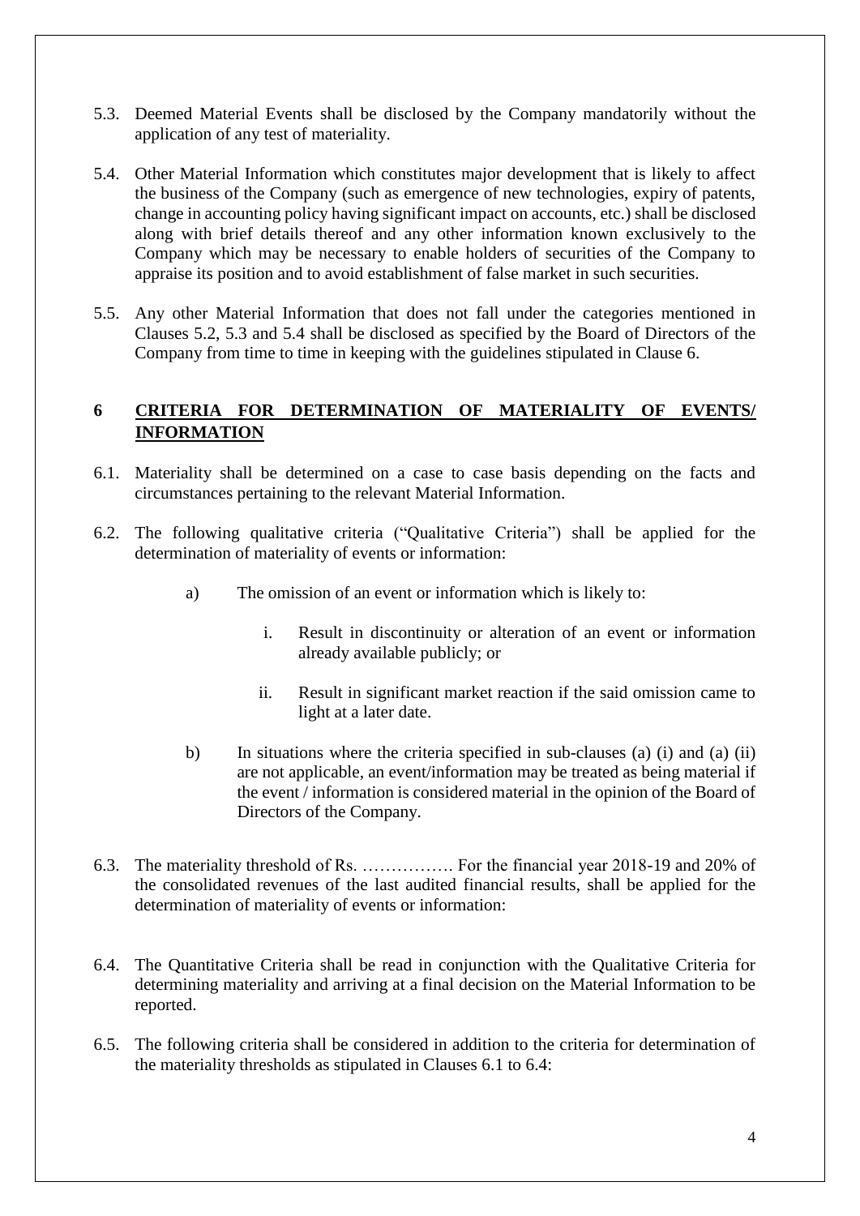5.3. Deemed Material Events shall be disclosed by the Company mandatorily without the application of any test of materiality.

5.4. Other Material Information which constitutes major development that is likely to affect the business of the Company (such as emergence of new technologies, expiry of patents, change in accounting policy having significant impact on accounts, etc.) shall be disclosed along with brief details thereof and any other information known exclusively to the Company which may be necessary to enable holders of securities of the Company to appraise its position and to avoid establishment of false market in such securities.

5.5. Any other Material Information that does not fall under the categories mentioned in Clauses 5.2, 5.3 and 5.4 shall be disclosed as specified by the Board of Directors of the Company from time to time in keeping with the guidelines stipulated in Clause 6.

## 6 <u>CRITERIA FOR DETERMINATION OF MATERIALITY OF EVENTS/ INFORMATION</u>

6.1. Materiality shall be determined on a case to case basis depending on the facts and circumstances pertaining to the relevant Material Information.

6.2. The following qualitative criteria ("Qualitative Criteria") shall be applied for the determination of materiality of events or information:

a) The omission of an event or information which is likely to:

i. Result in discontinuity or alteration of an event or information already available publicly; or

ii. Result in significant market reaction if the said omission came to light at a later date.

b) In situations where the criteria specified in sub-clauses (a) (i) and (a) (ii) are not applicable, an event/information may be treated as being material if the event / information is considered material in the opinion of the Board of Directors of the Company.

6.3. The materiality threshold of Rs. ……………. For the financial year 2018-19 and 20% of the consolidated revenues of the last audited financial results, shall be applied for the determination of materiality of events or information:

6.4. The Quantitative Criteria shall be read in conjunction with the Qualitative Criteria for determining materiality and arriving at a final decision on the Material Information to be reported.

6.5. The following criteria shall be considered in addition to the criteria for determination of the materiality thresholds as stipulated in Clauses 6.1 to 6.4: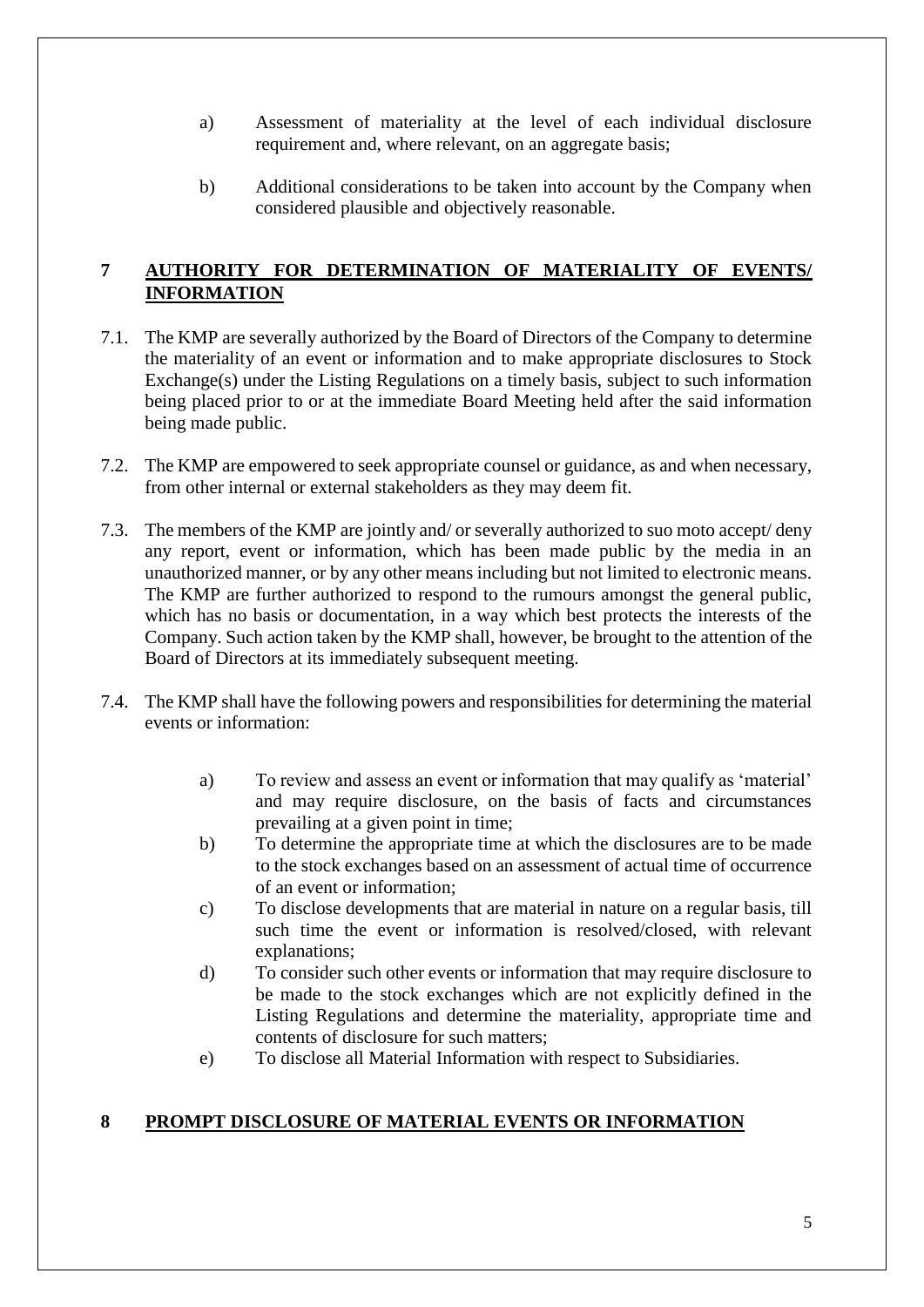a) Assessment of materiality at the level of each individual disclosure requirement and, where relevant, on an aggregate basis;

b) Additional considerations to be taken into account by the Company when considered plausible and objectively reasonable.

## 7 AUTHORITY FOR DETERMINATION OF MATERIALITY OF EVENTS/ INFORMATION

7.1. The KMP are severally authorized by the Board of Directors of the Company to determine the materiality of an event or information and to make appropriate disclosures to Stock Exchange(s) under the Listing Regulations on a timely basis, subject to such information being placed prior to or at the immediate Board Meeting held after the said information being made public.

7.2. The KMP are empowered to seek appropriate counsel or guidance, as and when necessary, from other internal or external stakeholders as they may deem fit.

7.3. The members of the KMP are jointly and/ or severally authorized to suo moto accept/ deny any report, event or information, which has been made public by the media in an unauthorized manner, or by any other means including but not limited to electronic means. The KMP are further authorized to respond to the rumours amongst the general public, which has no basis or documentation, in a way which best protects the interests of the Company. Such action taken by the KMP shall, however, be brought to the attention of the Board of Directors at its immediately subsequent meeting.

7.4. The KMP shall have the following powers and responsibilities for determining the material events or information:

a) To review and assess an event or information that may qualify as 'material' and may require disclosure, on the basis of facts and circumstances prevailing at a given point in time;

b) To determine the appropriate time at which the disclosures are to be made to the stock exchanges based on an assessment of actual time of occurrence of an event or information;

c) To disclose developments that are material in nature on a regular basis, till such time the event or information is resolved/closed, with relevant explanations;

d) To consider such other events or information that may require disclosure to be made to the stock exchanges which are not explicitly defined in the Listing Regulations and determine the materiality, appropriate time and contents of disclosure for such matters;

e) To disclose all Material Information with respect to Subsidiaries.

## 8 PROMPT DISCLOSURE OF MATERIAL EVENTS OR INFORMATION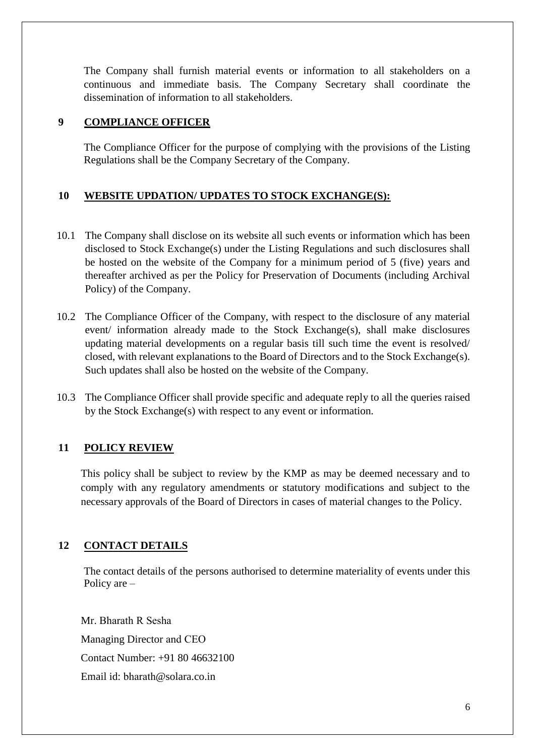The Company shall furnish material events or information to all stakeholders on a continuous and immediate basis. The Company Secretary shall coordinate the dissemination of information to all stakeholders.

## 9 COMPLIANCE OFFICER

The Compliance Officer for the purpose of complying with the provisions of the Listing Regulations shall be the Company Secretary of the Company.

## 10 WEBSITE UPDATION/ UPDATES TO STOCK EXCHANGE(S):

10.1 The Company shall disclose on its website all such events or information which has been disclosed to Stock Exchange(s) under the Listing Regulations and such disclosures shall be hosted on the website of the Company for a minimum period of 5 (five) years and thereafter archived as per the Policy for Preservation of Documents (including Archival Policy) of the Company.

10.2 The Compliance Officer of the Company, with respect to the disclosure of any material event/ information already made to the Stock Exchange(s), shall make disclosures updating material developments on a regular basis till such time the event is resolved/ closed, with relevant explanations to the Board of Directors and to the Stock Exchange(s). Such updates shall also be hosted on the website of the Company.

10.3 The Compliance Officer shall provide specific and adequate reply to all the queries raised by the Stock Exchange(s) with respect to any event or information.

## 11 POLICY REVIEW

This policy shall be subject to review by the KMP as may be deemed necessary and to comply with any regulatory amendments or statutory modifications and subject to the necessary approvals of the Board of Directors in cases of material changes to the Policy.

## 12 CONTACT DETAILS

The contact details of the persons authorised to determine materiality of events under this Policy are –

Mr. Bharath R Sesha

Managing Director and CEO

Contact Number: +91 80 46632100

Email id: bharath@solara.co.in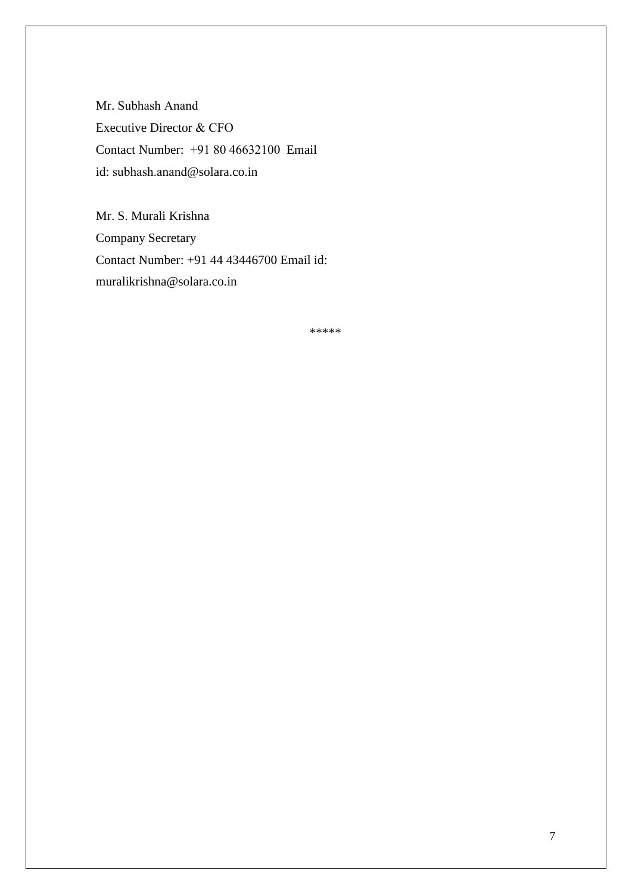Mr. Subhash Anand  
Executive Director & CFO  
Contact Number: +91 80 46632100 Email id: subhash.anand@solara.co.in

Mr. S. Murali Krishna  
Company Secretary  
Contact Number: +91 44 43446700 Email id: muralikrishna@solara.co.in

*****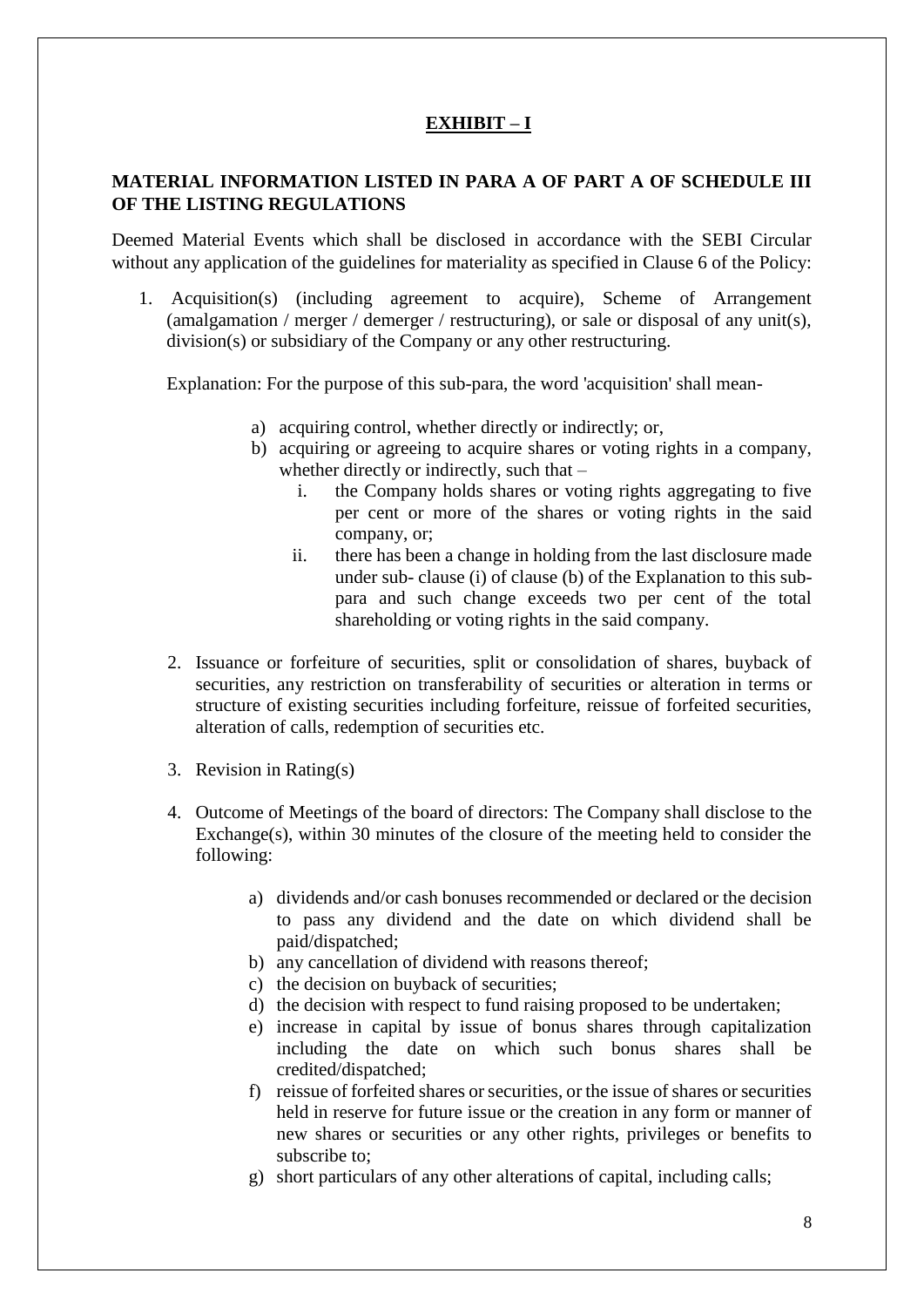## EXHIBIT – I

**MATERIAL INFORMATION LISTED IN PARA A OF PART A OF SCHEDULE III OF THE LISTING REGULATIONS**

Deemed Material Events which shall be disclosed in accordance with the SEBI Circular without any application of the guidelines for materiality as specified in Clause 6 of the Policy:

1. Acquisition(s) (including agreement to acquire), Scheme of Arrangement (amalgamation / merger / demerger / restructuring), or sale or disposal of any unit(s), division(s) or subsidiary of the Company or any other restructuring.

   Explanation: For the purpose of this sub-para, the word 'acquisition' shall mean-

   a) acquiring control, whether directly or indirectly; or,
   b) acquiring or agreeing to acquire shares or voting rights in a company, whether directly or indirectly, such that –
      i. the Company holds shares or voting rights aggregating to five per cent or more of the shares or voting rights in the said company, or;
      ii. there has been a change in holding from the last disclosure made under sub- clause (i) of clause (b) of the Explanation to this sub-para and such change exceeds two per cent of the total shareholding or voting rights in the said company.

2. Issuance or forfeiture of securities, split or consolidation of shares, buyback of securities, any restriction on transferability of securities or alteration in terms or structure of existing securities including forfeiture, reissue of forfeited securities, alteration of calls, redemption of securities etc.

3. Revision in Rating(s)

4. Outcome of Meetings of the board of directors: The Company shall disclose to the Exchange(s), within 30 minutes of the closure of the meeting held to consider the following:

   a) dividends and/or cash bonuses recommended or declared or the decision to pass any dividend and the date on which dividend shall be paid/dispatched;
   b) any cancellation of dividend with reasons thereof;
   c) the decision on buyback of securities;
   d) the decision with respect to fund raising proposed to be undertaken;
   e) increase in capital by issue of bonus shares through capitalization including the date on which such bonus shares shall be credited/dispatched;
   f) reissue of forfeited shares or securities, or the issue of shares or securities held in reserve for future issue or the creation in any form or manner of new shares or securities or any other rights, privileges or benefits to subscribe to;
   g) short particulars of any other alterations of capital, including calls;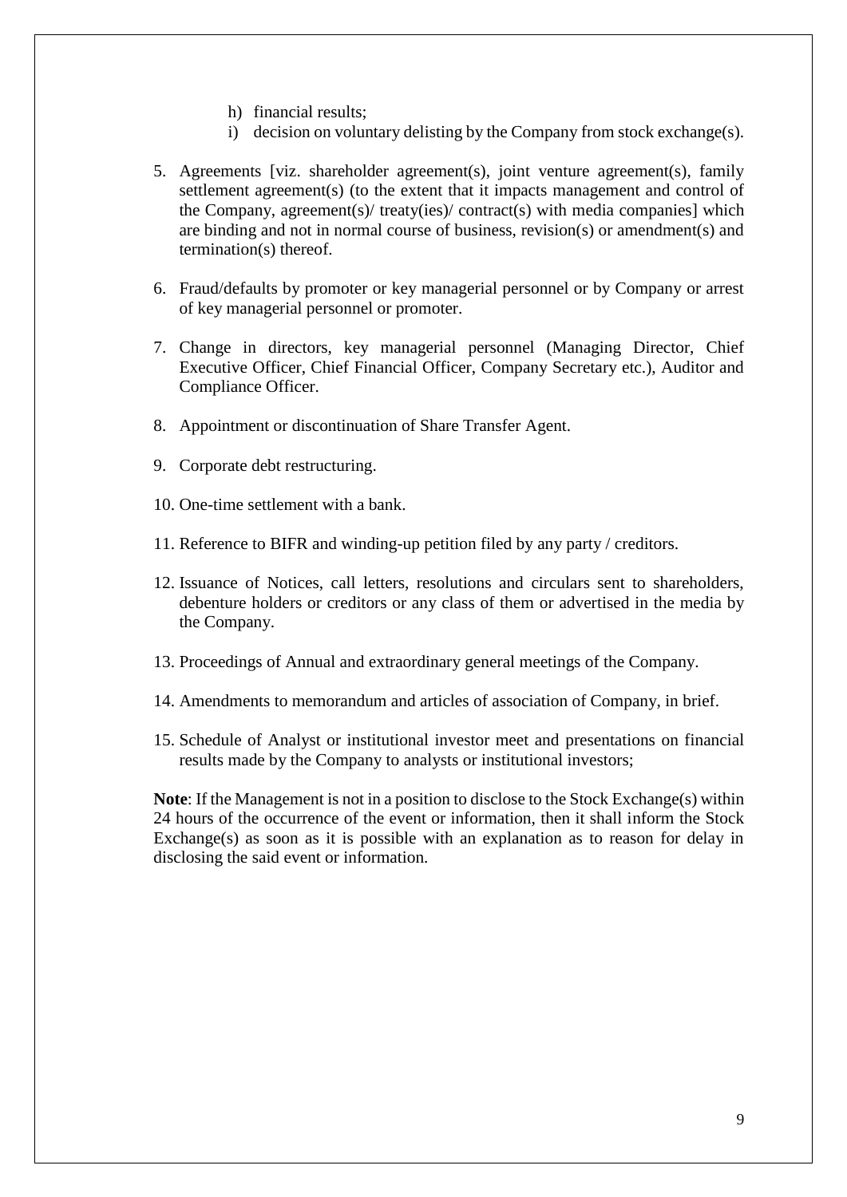h) financial results;
i) decision on voluntary delisting by the Company from stock exchange(s).

5. Agreements [viz. shareholder agreement(s), joint venture agreement(s), family settlement agreement(s) (to the extent that it impacts management and control of the Company, agreement(s)/ treaty(ies)/ contract(s) with media companies] which are binding and not in normal course of business, revision(s) or amendment(s) and termination(s) thereof.

6. Fraud/defaults by promoter or key managerial personnel or by Company or arrest of key managerial personnel or promoter.

7. Change in directors, key managerial personnel (Managing Director, Chief Executive Officer, Chief Financial Officer, Company Secretary etc.), Auditor and Compliance Officer.

8. Appointment or discontinuation of Share Transfer Agent.

9. Corporate debt restructuring.

10. One-time settlement with a bank.

11. Reference to BIFR and winding-up petition filed by any party / creditors.

12. Issuance of Notices, call letters, resolutions and circulars sent to shareholders, debenture holders or creditors or any class of them or advertised in the media by the Company.

13. Proceedings of Annual and extraordinary general meetings of the Company.

14. Amendments to memorandum and articles of association of Company, in brief.

15. Schedule of Analyst or institutional investor meet and presentations on financial results made by the Company to analysts or institutional investors;

**Note**: If the Management is not in a position to disclose to the Stock Exchange(s) within 24 hours of the occurrence of the event or information, then it shall inform the Stock Exchange(s) as soon as it is possible with an explanation as to reason for delay in disclosing the said event or information.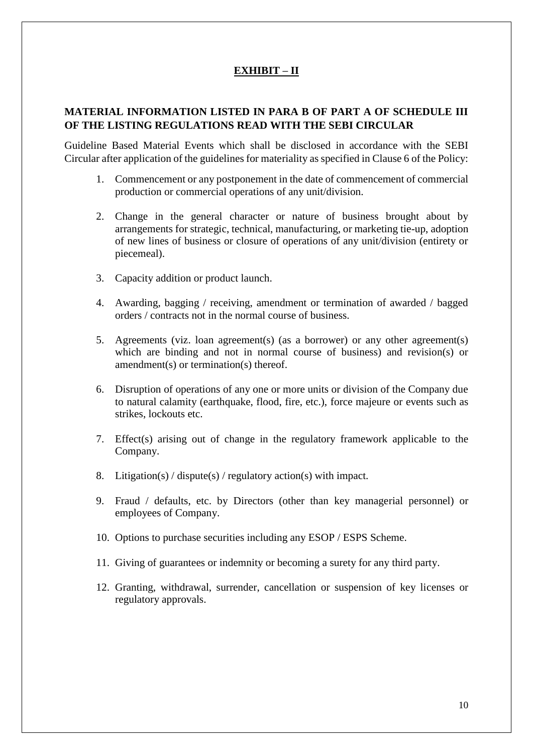# EXHIBIT – II

## MATERIAL INFORMATION LISTED IN PARA B OF PART A OF SCHEDULE III OF THE LISTING REGULATIONS READ WITH THE SEBI CIRCULAR

Guideline Based Material Events which shall be disclosed in accordance with the SEBI Circular after application of the guidelines for materiality as specified in Clause 6 of the Policy:

1. Commencement or any postponement in the date of commencement of commercial production or commercial operations of any unit/division.
2. Change in the general character or nature of business brought about by arrangements for strategic, technical, manufacturing, or marketing tie-up, adoption of new lines of business or closure of operations of any unit/division (entirety or piecemeal).
3. Capacity addition or product launch.
4. Awarding, bagging / receiving, amendment or termination of awarded / bagged orders / contracts not in the normal course of business.
5. Agreements (viz. loan agreement(s) (as a borrower) or any other agreement(s) which are binding and not in normal course of business) and revision(s) or amendment(s) or termination(s) thereof.
6. Disruption of operations of any one or more units or division of the Company due to natural calamity (earthquake, flood, fire, etc.), force majeure or events such as strikes, lockouts etc.
7. Effect(s) arising out of change in the regulatory framework applicable to the Company.
8. Litigation(s) / dispute(s) / regulatory action(s) with impact.
9. Fraud / defaults, etc. by Directors (other than key managerial personnel) or employees of Company.
10. Options to purchase securities including any ESOP / ESPS Scheme.
11. Giving of guarantees or indemnity or becoming a surety for any third party.
12. Granting, withdrawal, surrender, cancellation or suspension of key licenses or regulatory approvals.